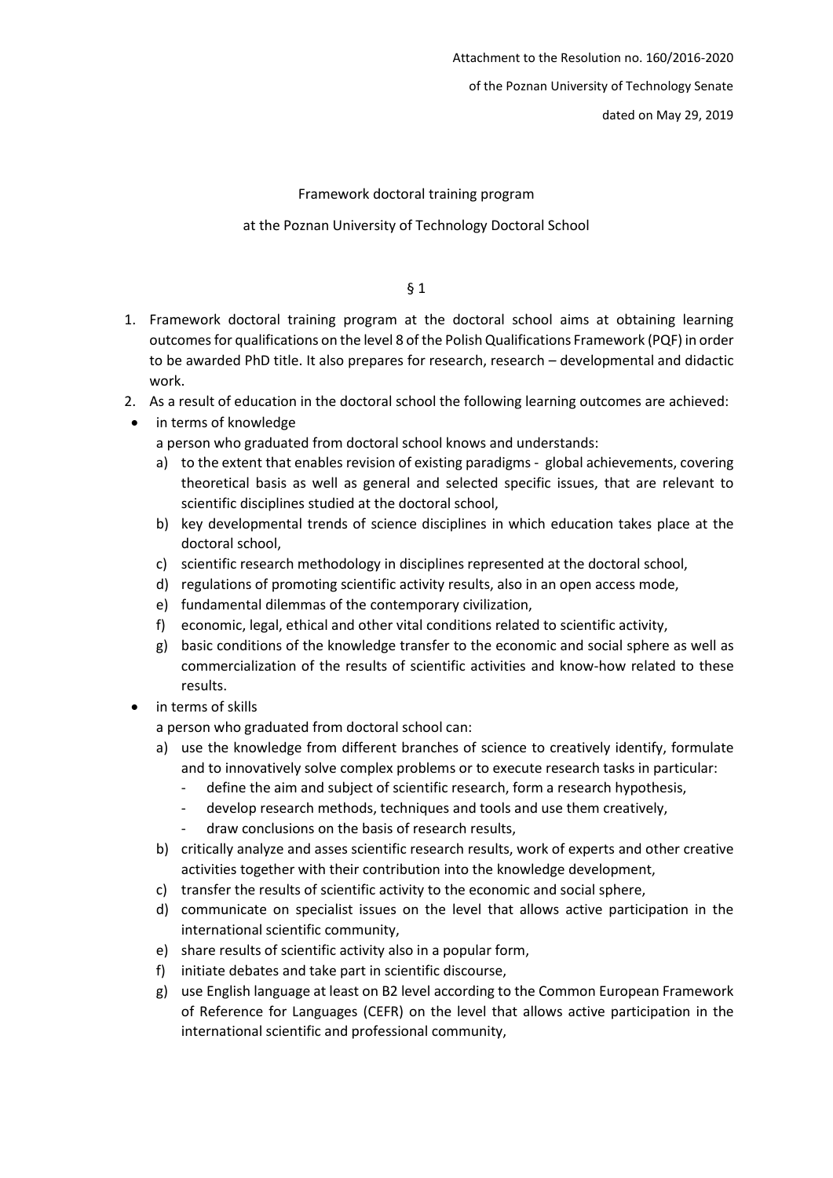Attachment to the Resolution no. 160/2016-2020

of the Poznan University of Technology Senate

dated on May 29, 2019

# Framework doctoral training program

## at the Poznan University of Technology Doctoral School

§ 1

1. Framework doctoral training program at the doctoral school aims at obtaining learning outcomes for qualifications on the level 8 of the Polish Qualifications Framework (PQF) in order to be awarded PhD title. It also prepares for research, research – developmental and didactic work.
2. As a result of education in the doctoral school the following learning outcomes are achieved:

- in terms of knowledge

  a person who graduated from doctoral school knows and understands:

  a) to the extent that enables revision of existing paradigms - global achievements, covering theoretical basis as well as general and selected specific issues, that are relevant to scientific disciplines studied at the doctoral school,

  b) key developmental trends of science disciplines in which education takes place at the doctoral school,

  c) scientific research methodology in disciplines represented at the doctoral school,

  d) regulations of promoting scientific activity results, also in an open access mode,

  e) fundamental dilemmas of the contemporary civilization,

  f) economic, legal, ethical and other vital conditions related to scientific activity,

  g) basic conditions of the knowledge transfer to the economic and social sphere as well as commercialization of the results of scientific activities and know-how related to these results.

- in terms of skills

  a person who graduated from doctoral school can:

  a) use the knowledge from different branches of science to creatively identify, formulate and to innovatively solve complex problems or to execute research tasks in particular:

  - define the aim and subject of scientific research, form a research hypothesis,
  - develop research methods, techniques and tools and use them creatively,
  - draw conclusions on the basis of research results,

  b) critically analyze and asses scientific research results, work of experts and other creative activities together with their contribution into the knowledge development,

  c) transfer the results of scientific activity to the economic and social sphere,

  d) communicate on specialist issues on the level that allows active participation in the international scientific community,

  e) share results of scientific activity also in a popular form,

  f) initiate debates and take part in scientific discourse,

  g) use English language at least on B2 level according to the Common European Framework of Reference for Languages (CEFR) on the level that allows active participation in the international scientific and professional community,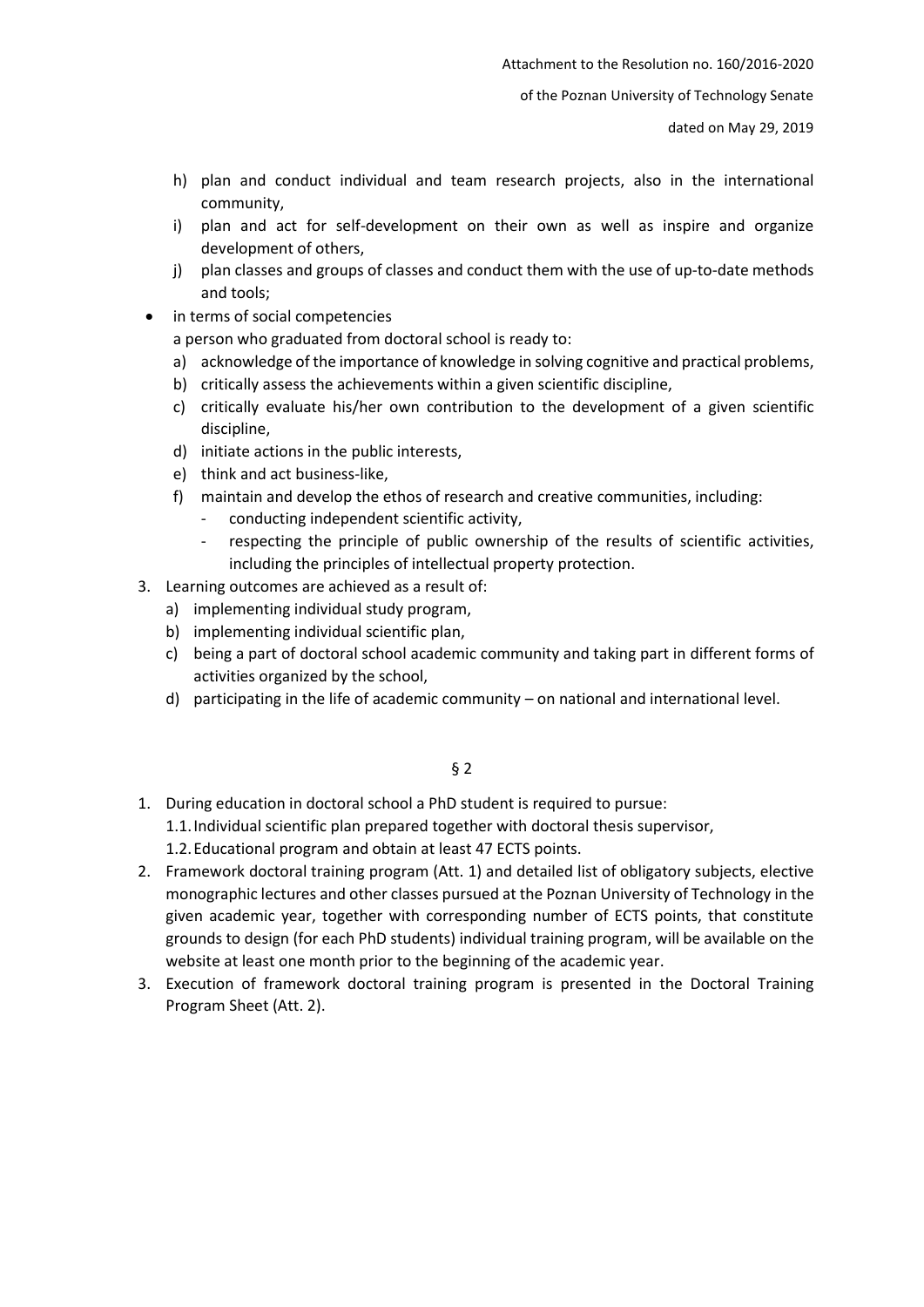h) plan and conduct individual and team research projects, also in the international community,
i) plan and act for self-development on their own as well as inspire and organize development of others,
j) plan classes and groups of classes and conduct them with the use of up-to-date methods and tools;

- in terms of social competencies

  a person who graduated from doctoral school is ready to:

  a) acknowledge of the importance of knowledge in solving cognitive and practical problems,
  b) critically assess the achievements within a given scientific discipline,
  c) critically evaluate his/her own contribution to the development of a given scientific discipline,
  d) initiate actions in the public interests,
  e) think and act business-like,
  f) maintain and develop the ethos of research and creative communities, including:
     - conducting independent scientific activity,
     - respecting the principle of public ownership of the results of scientific activities, including the principles of intellectual property protection.

3. Learning outcomes are achieved as a result of:
   a) implementing individual study program,
   b) implementing individual scientific plan,
   c) being a part of doctoral school academic community and taking part in different forms of activities organized by the school,
   d) participating in the life of academic community – on national and international level.

§ 2

1. During education in doctoral school a PhD student is required to pursue:
   1.1. Individual scientific plan prepared together with doctoral thesis supervisor,
   1.2. Educational program and obtain at least 47 ECTS points.
2. Framework doctoral training program (Att. 1) and detailed list of obligatory subjects, elective monographic lectures and other classes pursued at the Poznan University of Technology in the given academic year, together with corresponding number of ECTS points, that constitute grounds to design (for each PhD students) individual training program, will be available on the website at least one month prior to the beginning of the academic year.
3. Execution of framework doctoral training program is presented in the Doctoral Training Program Sheet (Att. 2).